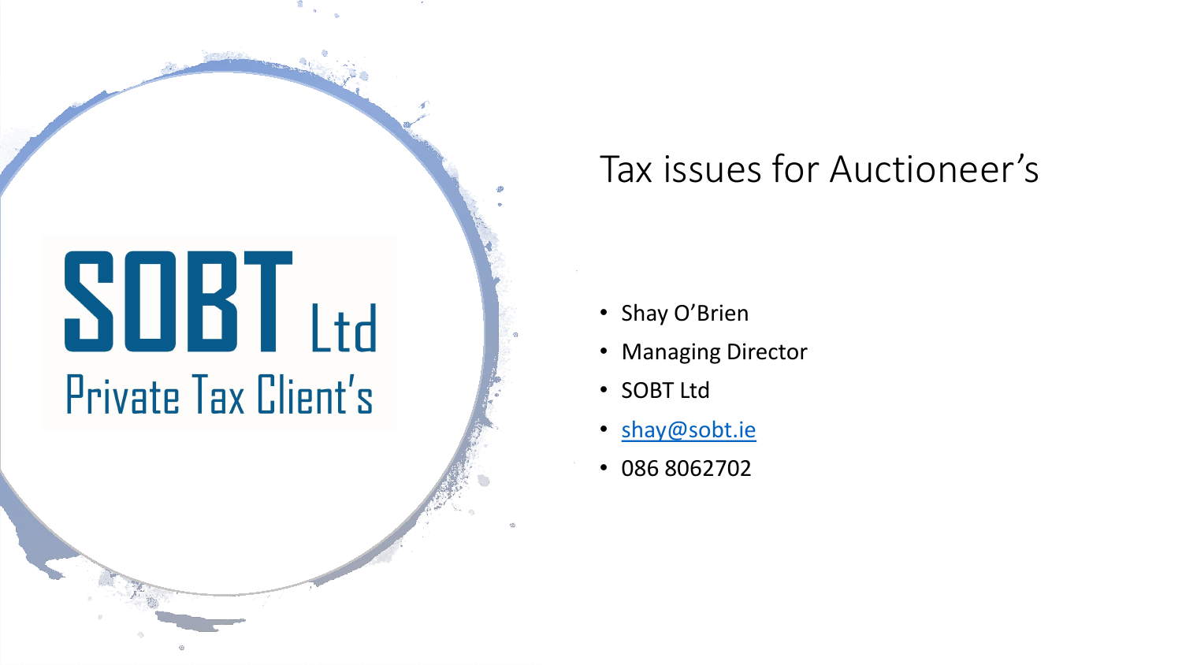SOBT Ltd

Private Tax Client's

# Tax issues for Auctioneer's

- Shay O'Brien
- Managing Director
- SOBT Ltd
- [shay@sobt.ie](mailto:shay@sobt.ie)
- 086 8062702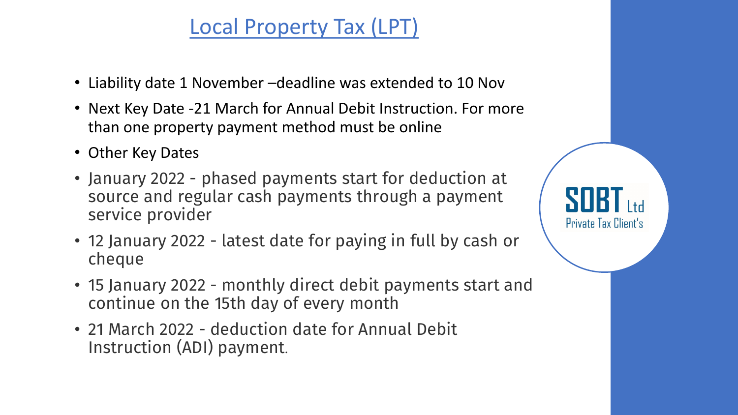# Local Property Tax (LPT)

- Liability date 1 November –deadline was extended to 10 Nov
- Next Key Date -21 March for Annual Debit Instruction. For more than one property payment method must be online
- Other Key Dates
- January 2022 - phased payments start for deduction at source and regular cash payments through a payment service provider
- 12 January 2022 - latest date for paying in full by cash or cheque
- 15 January 2022 - monthly direct debit payments start and continue on the 15th day of every month
- 21 March 2022 - deduction date for Annual Debit Instruction (ADI) payment.

SOBT Ltd
Private Tax Client's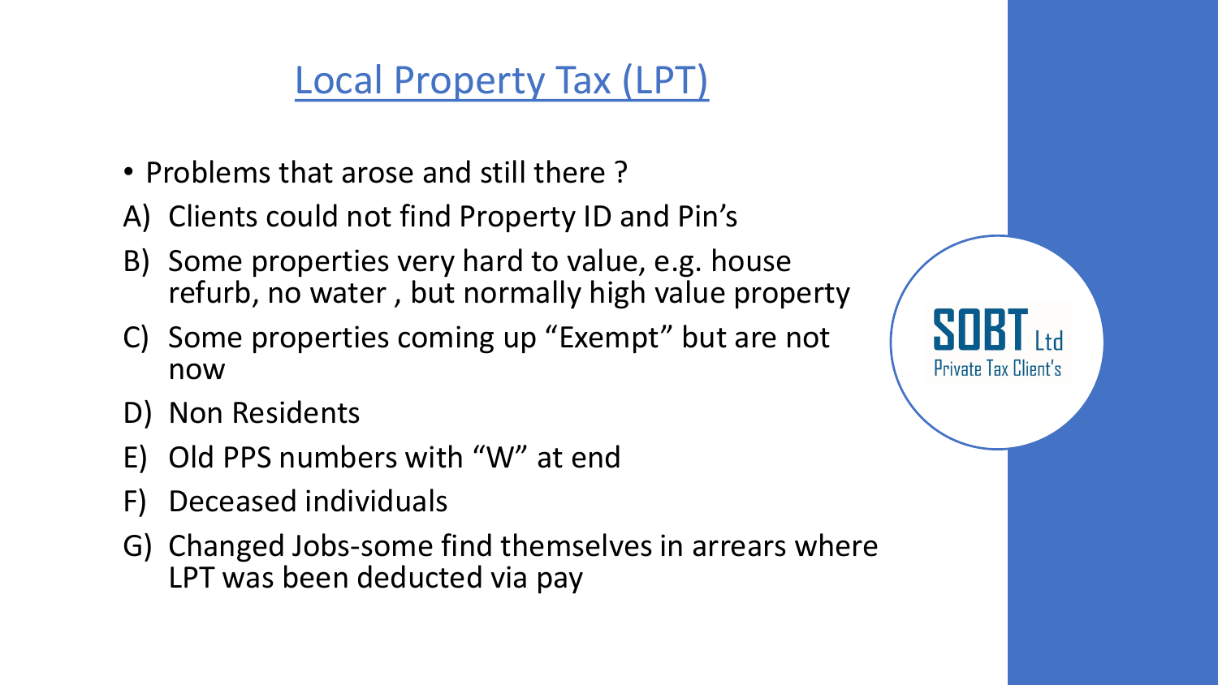# Local Property Tax (LPT)

- Problems that arose and still there ?

A) Clients could not find Property ID and Pin's

B) Some properties very hard to value, e.g. house refurb, no water , but normally high value property

C) Some properties coming up "Exempt" but are not now

D) Non Residents

E) Old PPS numbers with "W" at end

F) Deceased individuals

G) Changed Jobs-some find themselves in arrears where LPT was been deducted via pay

SOBT Ltd
Private Tax Client's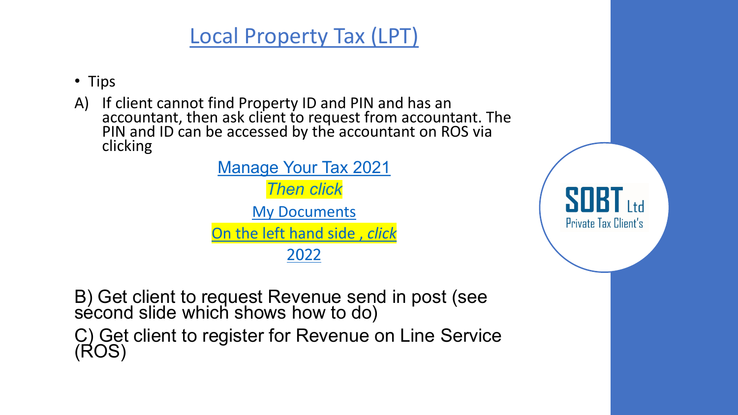# Local Property Tax (LPT)

- Tips

A) If client cannot find Property ID and PIN and has an accountant, then ask client to request from accountant. The PIN and ID can be accessed by the accountant on ROS via clicking

Manage Your Tax 2021

*Then click*

My Documents

On the left hand side , *click*

2022

B) Get client to request Revenue send in post (see second slide which shows how to do)

C) Get client to register for Revenue on Line Service (ROS)

SOBT Ltd
Private Tax Client's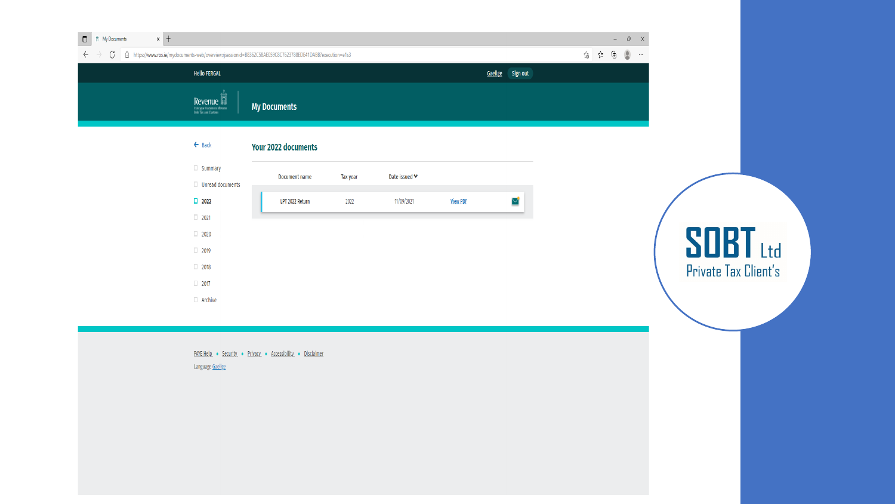Hello FERGAL

Gaeilge Sign out

Revenue

## My Documents

Back

- Summary
- Unread documents
- 2022
- 2021
- 2020
- 2019
- 2018
- 2017
- Archive

### Your 2022 documents

| Document name | Tax year | Date issued | | |
|---|---|---|---|---|
| LPT 2022 Return | 2022 | 11/09/2021 | View PDF | |

PAYE Help • Security • Privacy • Accessibility • Disclaimer

Language Gaeilge

SOBT Ltd
Private Tax Client's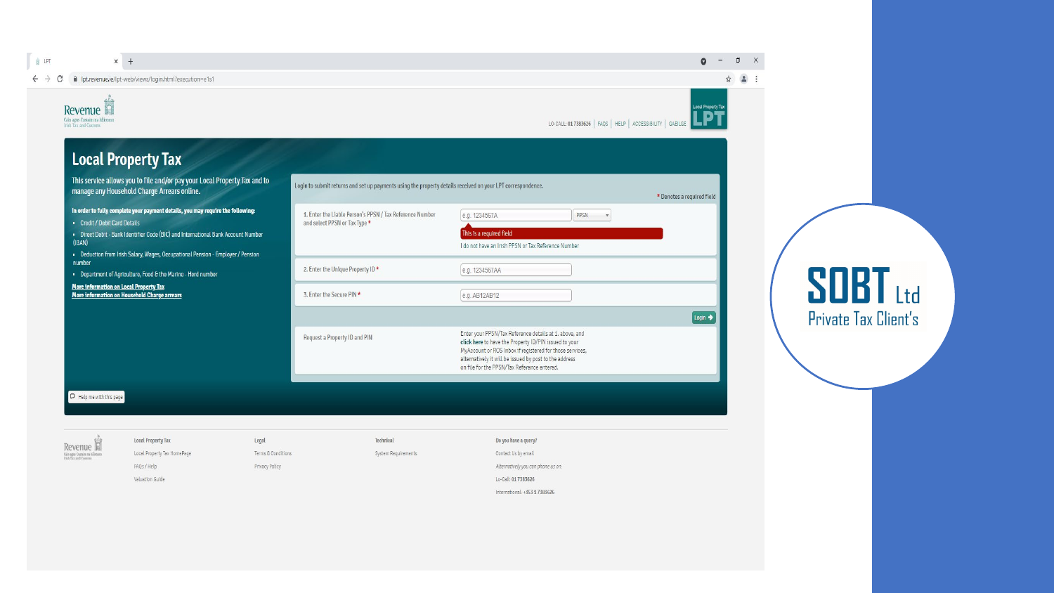# Local Property Tax

This service allows you to file and/or pay your Local Property Tax and to manage any Household Charge Arrears online.

**In order to fully complete your payment details, you may require the following:**

- Credit / Debit Card Details
- Direct Debit - Bank Identifier Code (BIC) and International Bank Account Number (IBAN)
- Deduction from Irish Salary, Wages, Occupational Pension - Employer / Pension number
- Department of Agriculture, Food & the Marine - Herd number

**More information on Local Property Tax**

**More information on Household Charge arrears**

Login to submit returns and set up payments using the property details received on your LPT correspondence.

\* Denotes a required field

1. Enter the Liable Person's PPSN / Tax Reference Number and select PPSN or Tax Type \*

e.g. 1234567A | PPSN

This is a required field

I do not have an Irish PPSN or Tax Reference Number

2. Enter the Unique Property ID \*

e.g. 1234567AA

3. Enter the Secure PIN \*

e.g. AB12AB12

Login

Request a Property ID and PIN

Enter your PPSN/Tax Reference details at 1. above, and **click here** to have the Property ID/PIN issued to your MyAccount or ROS inbox if registered for those services, alternatively it will be issued by post to the address on file for the PPSN/Tax Reference entered.

Help me with this page

LO-CALL: 01 7383626 | FAQS | HELP | ACCESSIBILITY | GAEILGE

Local Property Tax
Local Property Tax HomePage
FAQs / Help
Valuation Guide

Legal
Terms & Conditions
Privacy Policy

Technical
System Requirements

Do you have a query?
Contact Us by email
*Alternatively you can phone us on:*
Lo-Call: 01 7383626
International: +353 1 7383626

SOBT Ltd
Private Tax Client's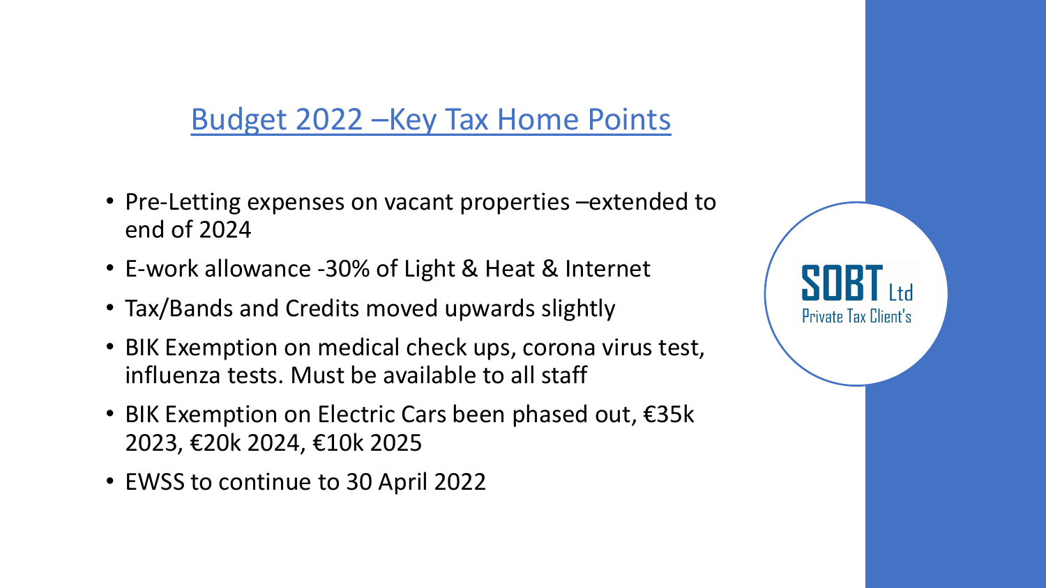# Budget 2022 –Key Tax Home Points

- Pre-Letting expenses on vacant properties –extended to end of 2024
- E-work allowance -30% of Light & Heat & Internet
- Tax/Bands and Credits moved upwards slightly
- BIK Exemption on medical check ups, corona virus test, influenza tests. Must be available to all staff
- BIK Exemption on Electric Cars been phased out, €35k 2023, €20k 2024, €10k 2025
- EWSS to continue to 30 April 2022

SOBT Ltd
Private Tax Client's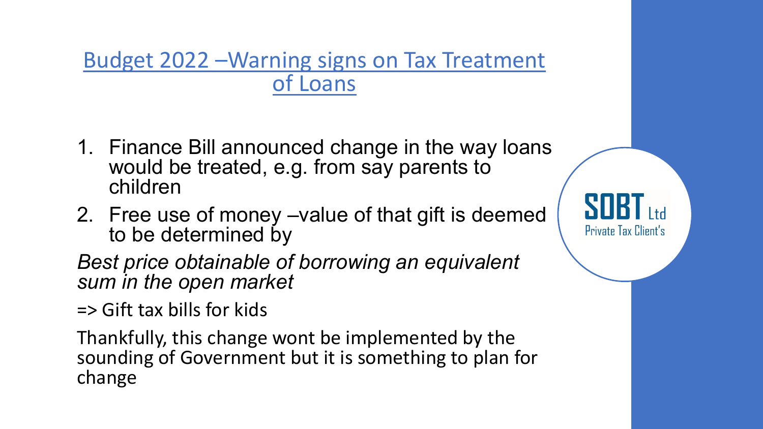# Budget 2022 –Warning signs on Tax Treatment of Loans

1. Finance Bill announced change in the way loans would be treated, e.g. from say parents to children
2. Free use of money –value of that gift is deemed to be determined by

*Best price obtainable of borrowing an equivalent sum in the open market*

=> Gift tax bills for kids

Thankfully, this change wont be implemented by the sounding of Government but it is something to plan for change

SOBT Ltd
Private Tax Client's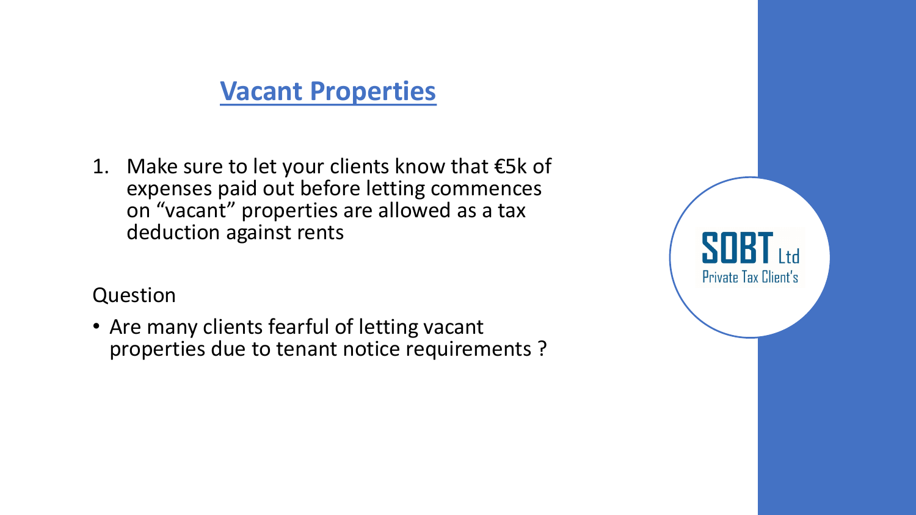## Vacant Properties

1. Make sure to let your clients know that €5k of expenses paid out before letting commences on “vacant” properties are allowed as a tax deduction against rents

Question

- Are many clients fearful of letting vacant properties due to tenant notice requirements ?

SOBT Ltd
Private Tax Client's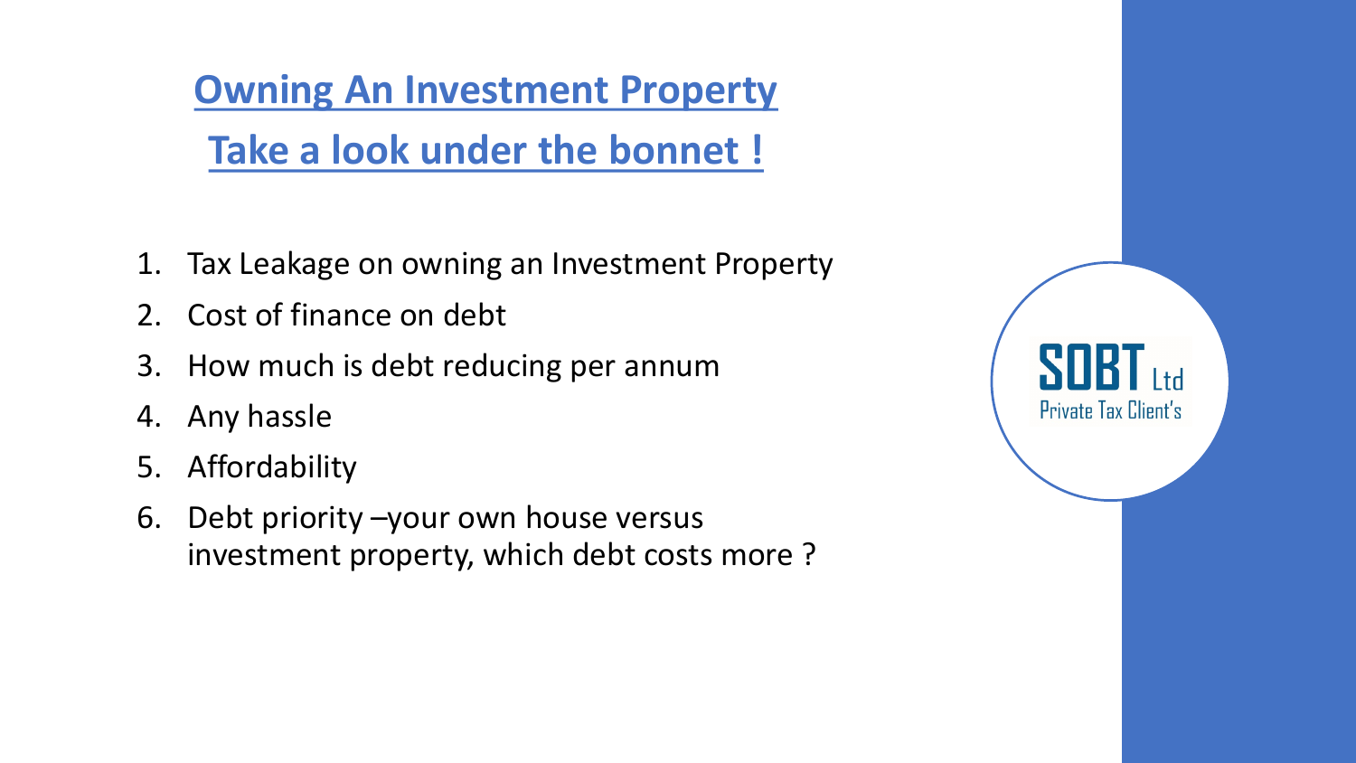# Owning An Investment Property

## Take a look under the bonnet !

1. Tax Leakage on owning an Investment Property
2. Cost of finance on debt
3. How much is debt reducing per annum
4. Any hassle
5. Affordability
6. Debt priority –your own house versus investment property, which debt costs more ?

SOBT Ltd
Private Tax Client's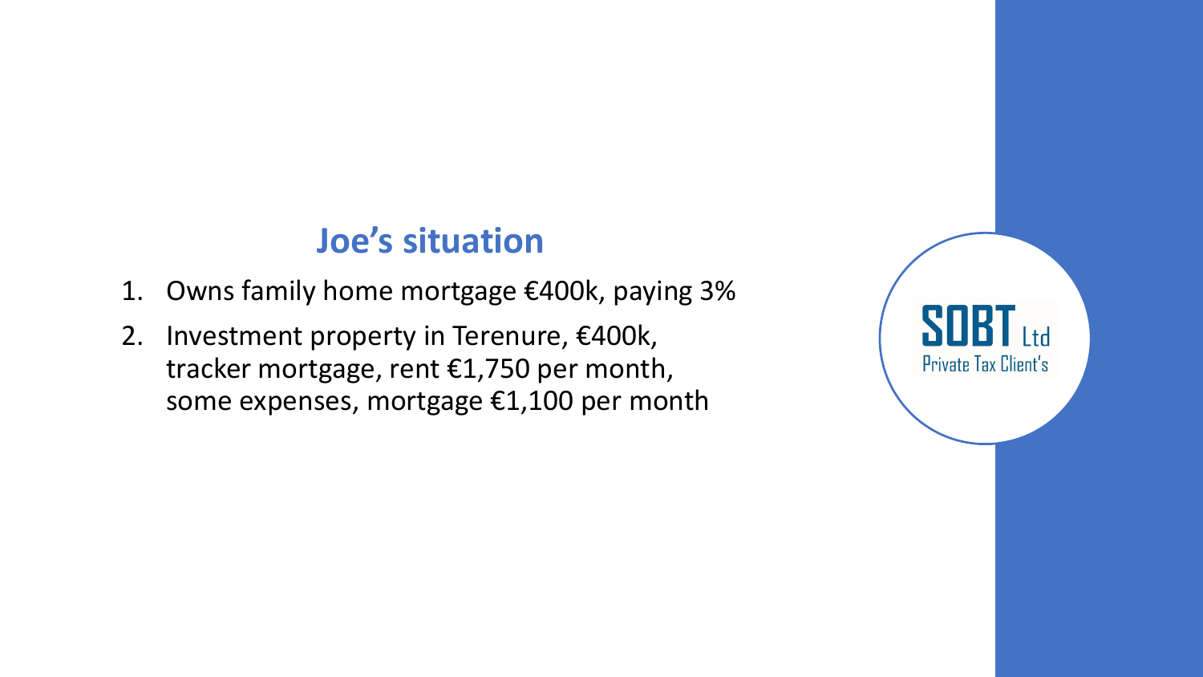## Joe's situation

1. Owns family home mortgage €400k, paying 3%
2. Investment property in Terenure, €400k, tracker mortgage, rent €1,750 per month, some expenses, mortgage €1,100 per month

SOBT Ltd
Private Tax Client's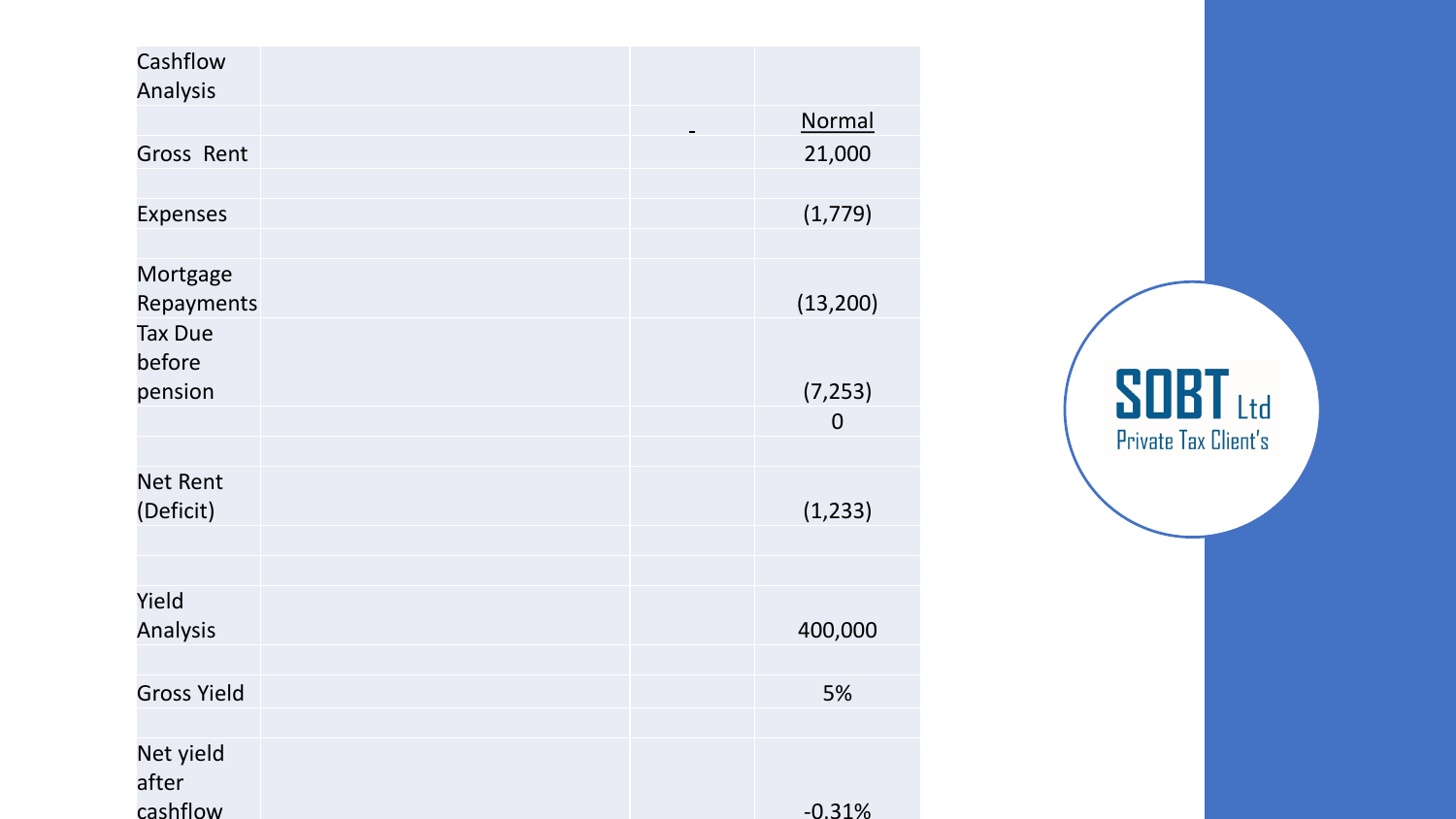| Cashflow Analysis | | | |
| --- | --- | --- | --- |
| | | - | Normal |
| Gross Rent | | | 21,000 |
| | | | |
| Expenses | | | (1,779) |
| | | | |
| Mortgage Repayments | | | (13,200) |
| Tax Due before pension | | | (7,253) |
| | | | 0 |
| | | | |
| Net Rent (Deficit) | | | (1,233) |
| | | | |
| | | | |
| Yield Analysis | | | 400,000 |
| | | | |
| Gross Yield | | | 5% |
| | | | |
| Net yield after cashflow | | | -0.31% |

SOBT Ltd
Private Tax Client's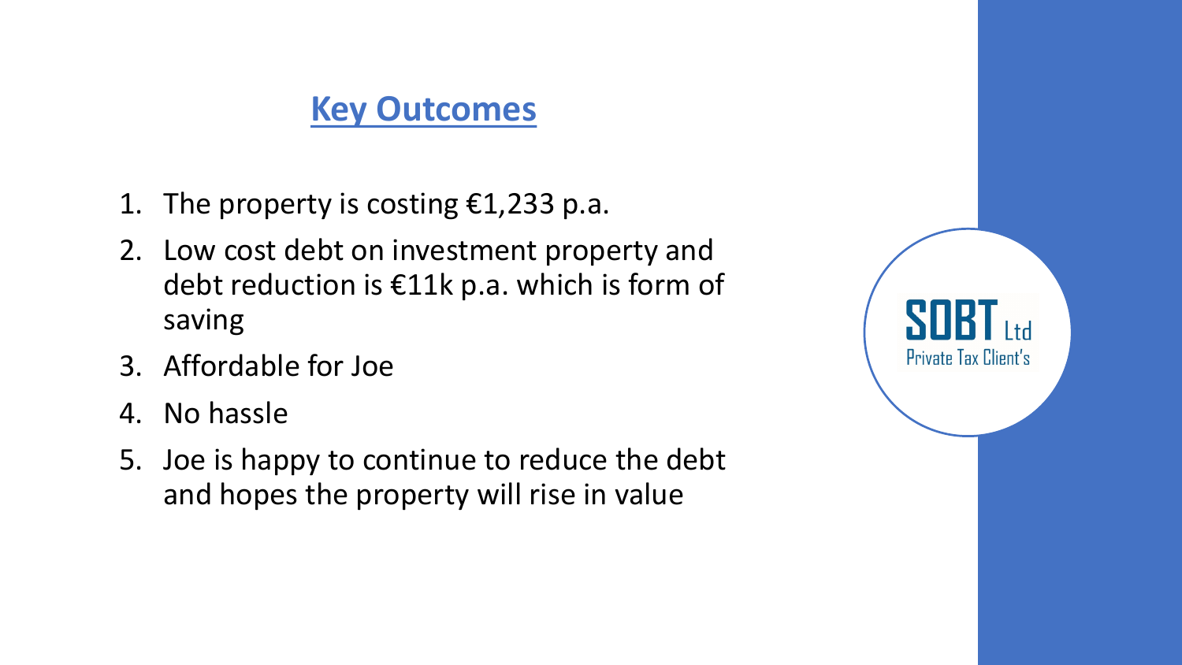## Key Outcomes

1. The property is costing €1,233 p.a.
2. Low cost debt on investment property and debt reduction is €11k p.a. which is form of saving
3. Affordable for Joe
4. No hassle
5. Joe is happy to continue to reduce the debt and hopes the property will rise in value

SOBT Ltd
Private Tax Client's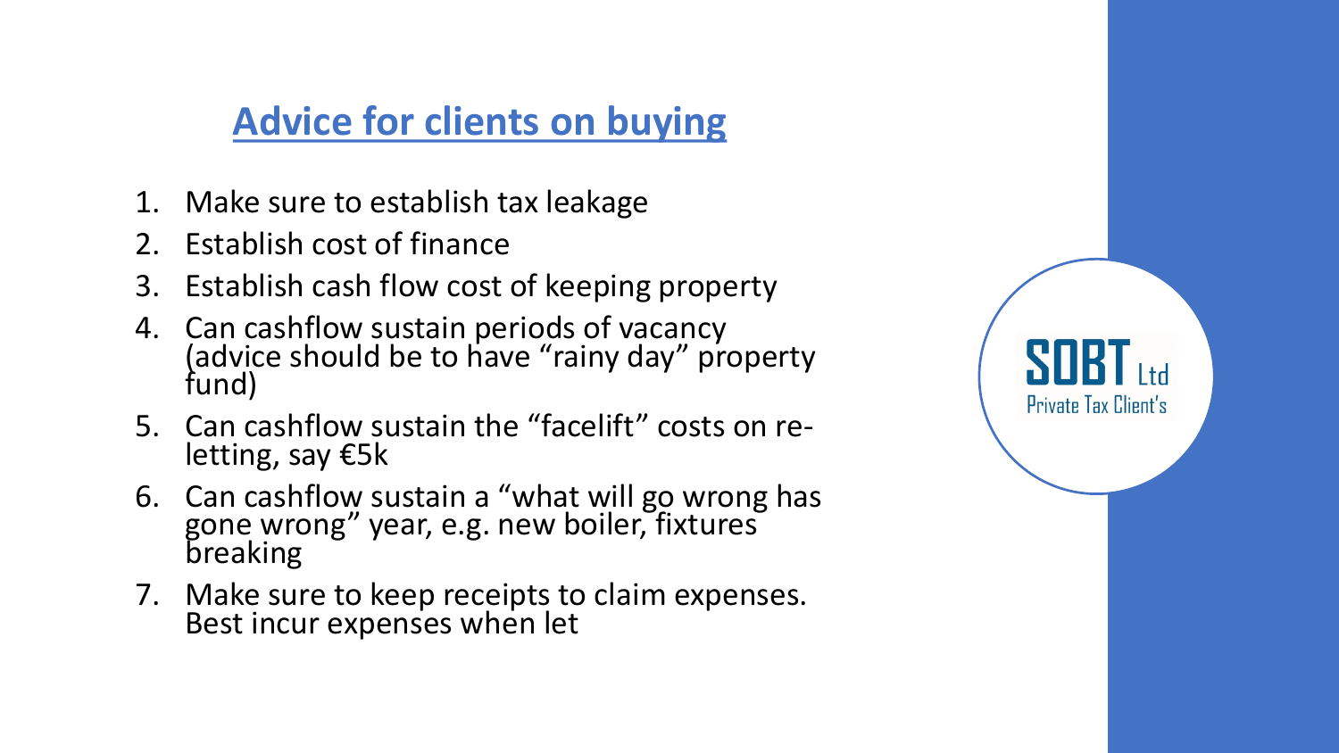## Advice for clients on buying

1. Make sure to establish tax leakage
2. Establish cost of finance
3. Establish cash flow cost of keeping property
4. Can cashflow sustain periods of vacancy (advice should be to have “rainy day” property fund)
5. Can cashflow sustain the “facelift” costs on re-letting, say €5k
6. Can cashflow sustain a “what will go wrong has gone wrong” year, e.g. new boiler, fixtures breaking
7. Make sure to keep receipts to claim expenses. Best incur expenses when let

SOBT Ltd
Private Tax Client's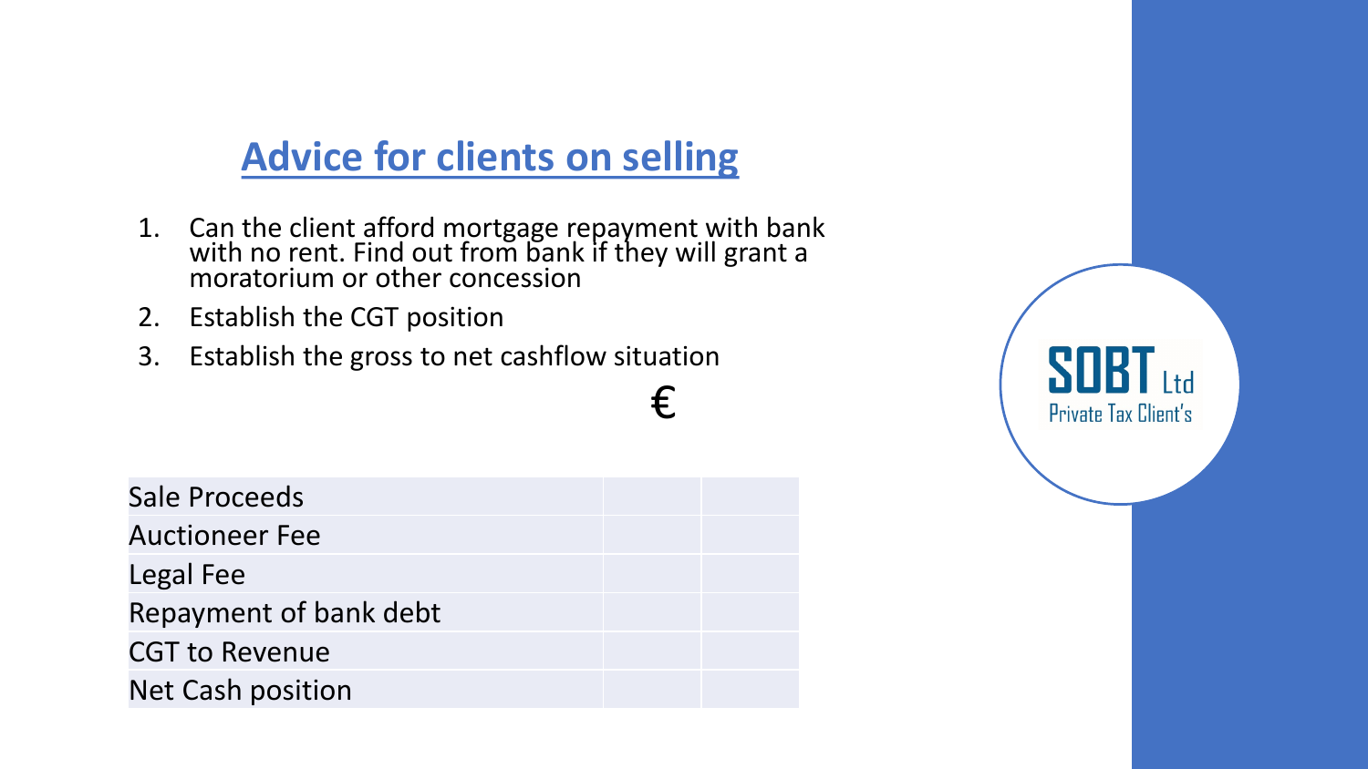## Advice for clients on selling

1. Can the client afford mortgage repayment with bank with no rent. Find out from bank if they will grant a moratorium or other concession
2. Establish the CGT position
3. Establish the gross to net cashflow situation

| | € | |
|---|---|---|
| Sale Proceeds | | |
| Auctioneer Fee | | |
| Legal Fee | | |
| Repayment of bank debt | | |
| CGT to Revenue | | |
| Net Cash position | | |

SOBT Ltd
Private Tax Client's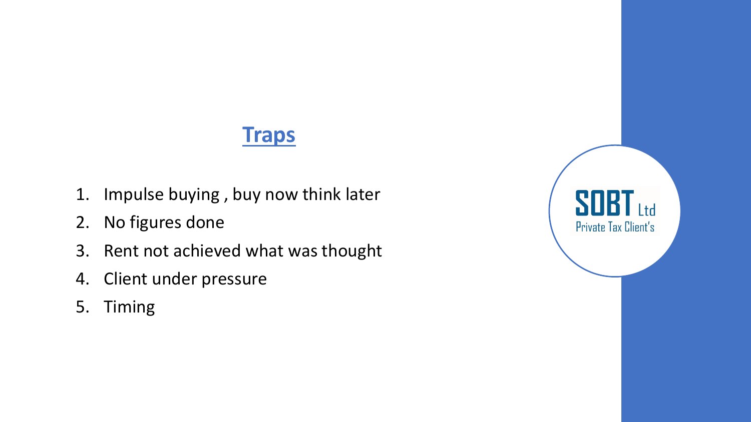## Traps

1. Impulse buying , buy now think later
2. No figures done
3. Rent not achieved what was thought
4. Client under pressure
5. Timing

SOBT Ltd
Private Tax Client's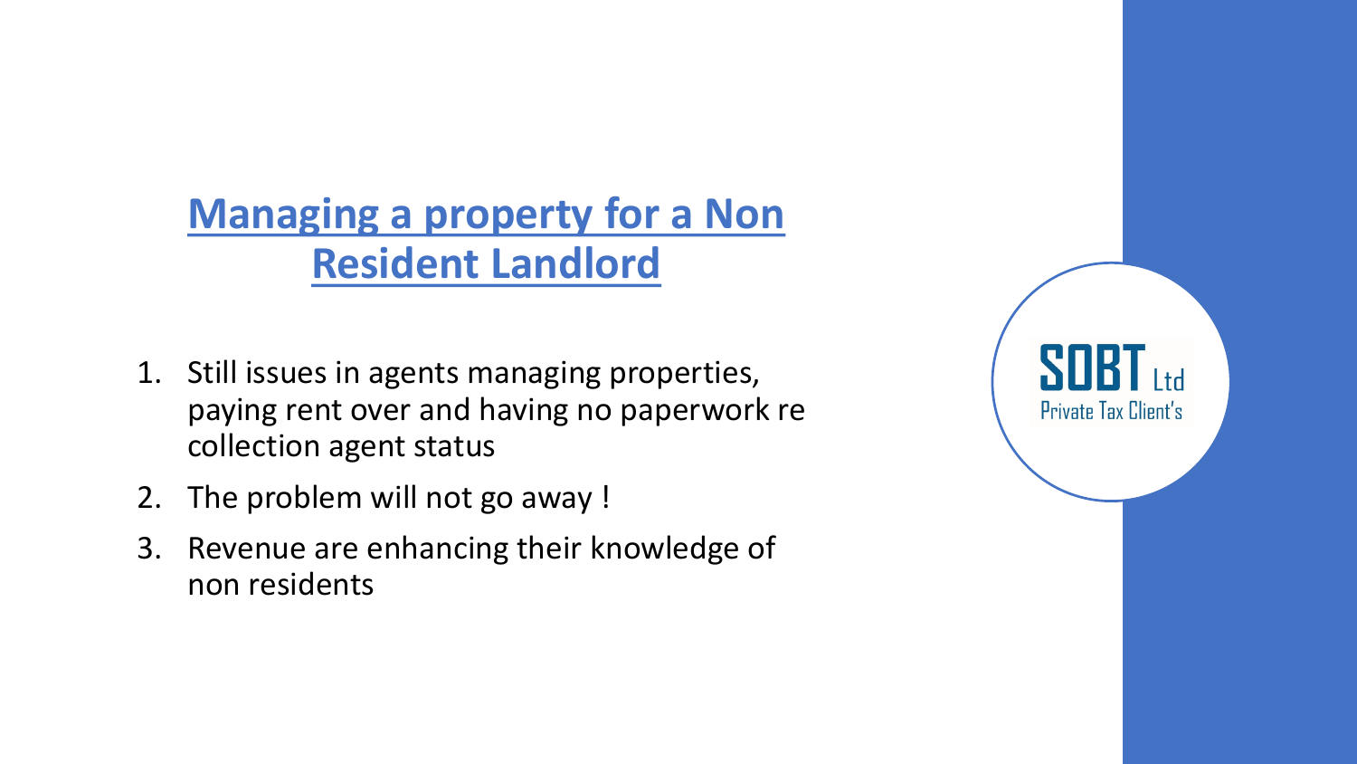# Managing a property for a Non Resident Landlord

1. Still issues in agents managing properties, paying rent over and having no paperwork re collection agent status
2. The problem will not go away !
3. Revenue are enhancing their knowledge of non residents

SOBT Ltd
Private Tax Client's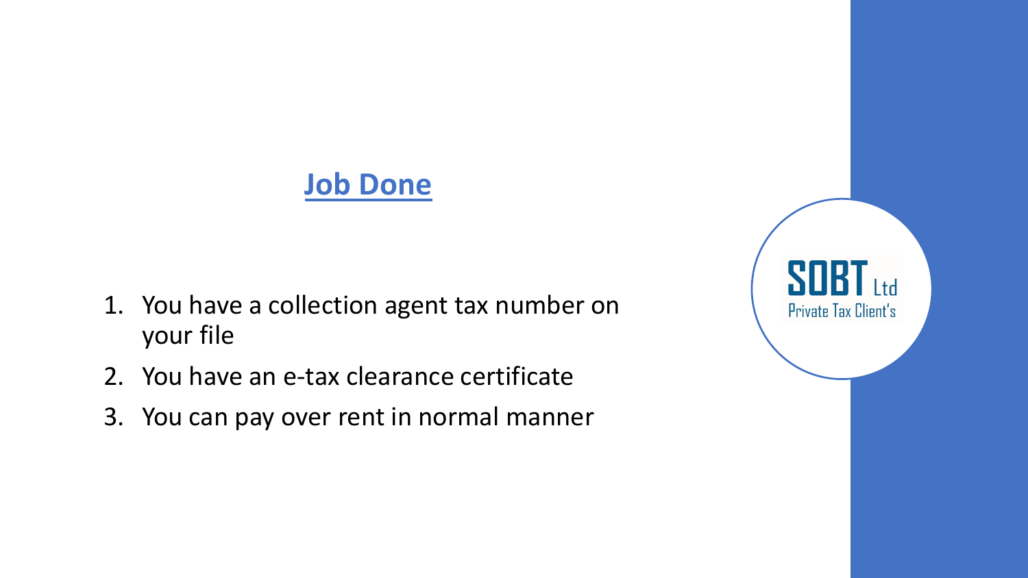## Job Done

1. You have a collection agent tax number on your file
2. You have an e-tax clearance certificate
3. You can pay over rent in normal manner

SOBT Ltd
Private Tax Client's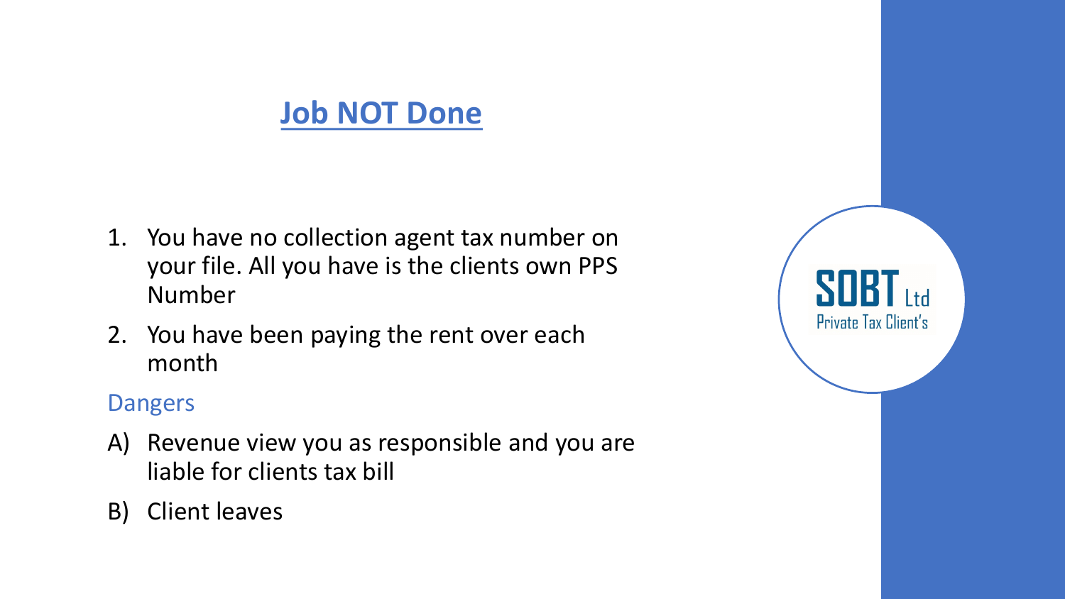# Job NOT Done

1. You have no collection agent tax number on your file. All you have is the clients own PPS Number
2. You have been paying the rent over each month

Dangers

A) Revenue view you as responsible and you are liable for clients tax bill

B) Client leaves

SOBT Ltd
Private Tax Client's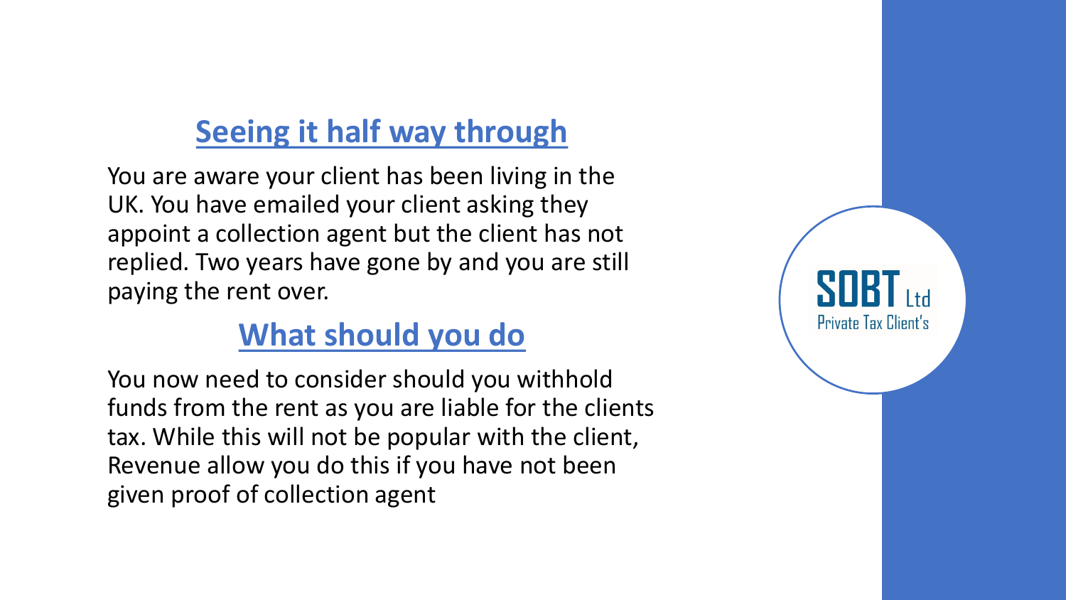## Seeing it half way through

You are aware your client has been living in the UK. You have emailed your client asking they appoint a collection agent but the client has not replied. Two years have gone by and you are still paying the rent over.

## What should you do

You now need to consider should you withhold funds from the rent as you are liable for the clients tax. While this will not be popular with the client, Revenue allow you do this if you have not been given proof of collection agent

SOBT Ltd
Private Tax Client's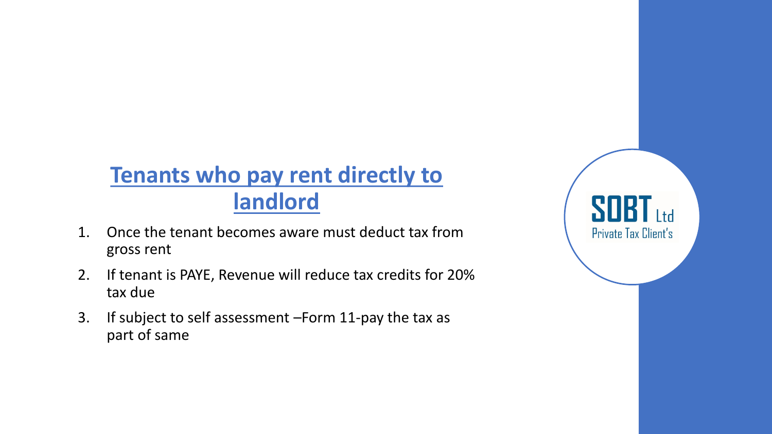## Tenants who pay rent directly to landlord

1. Once the tenant becomes aware must deduct tax from gross rent
2. If tenant is PAYE, Revenue will reduce tax credits for 20% tax due
3. If subject to self assessment –Form 11-pay the tax as part of same

SOBT Ltd
Private Tax Client's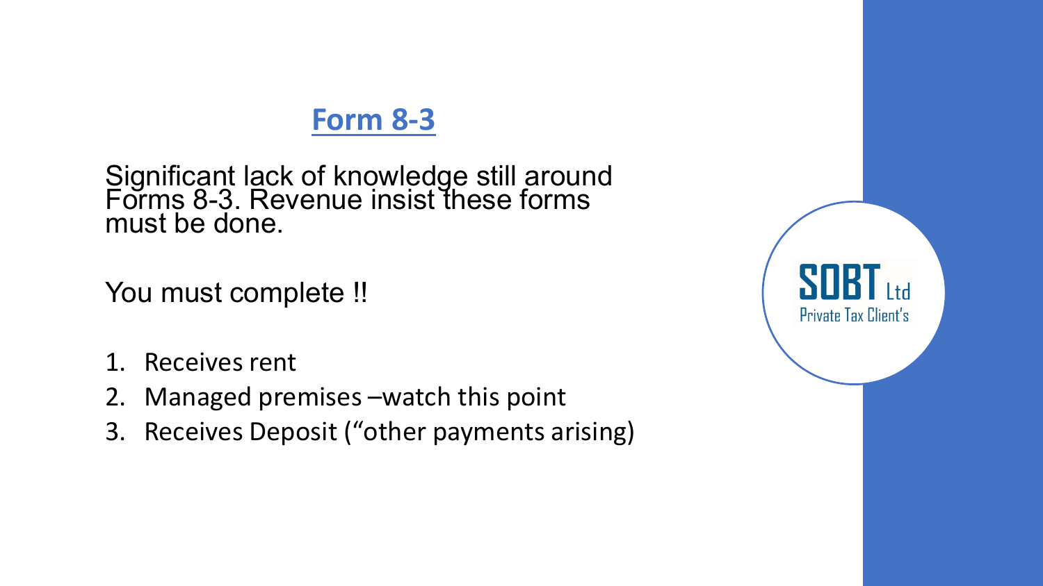## Form 8-3

Significant lack of knowledge still around Forms 8-3. Revenue insist these forms must be done.

You must complete !!

1. Receives rent
2. Managed premises –watch this point
3. Receives Deposit (“other payments arising)

SOBT Ltd
Private Tax Client's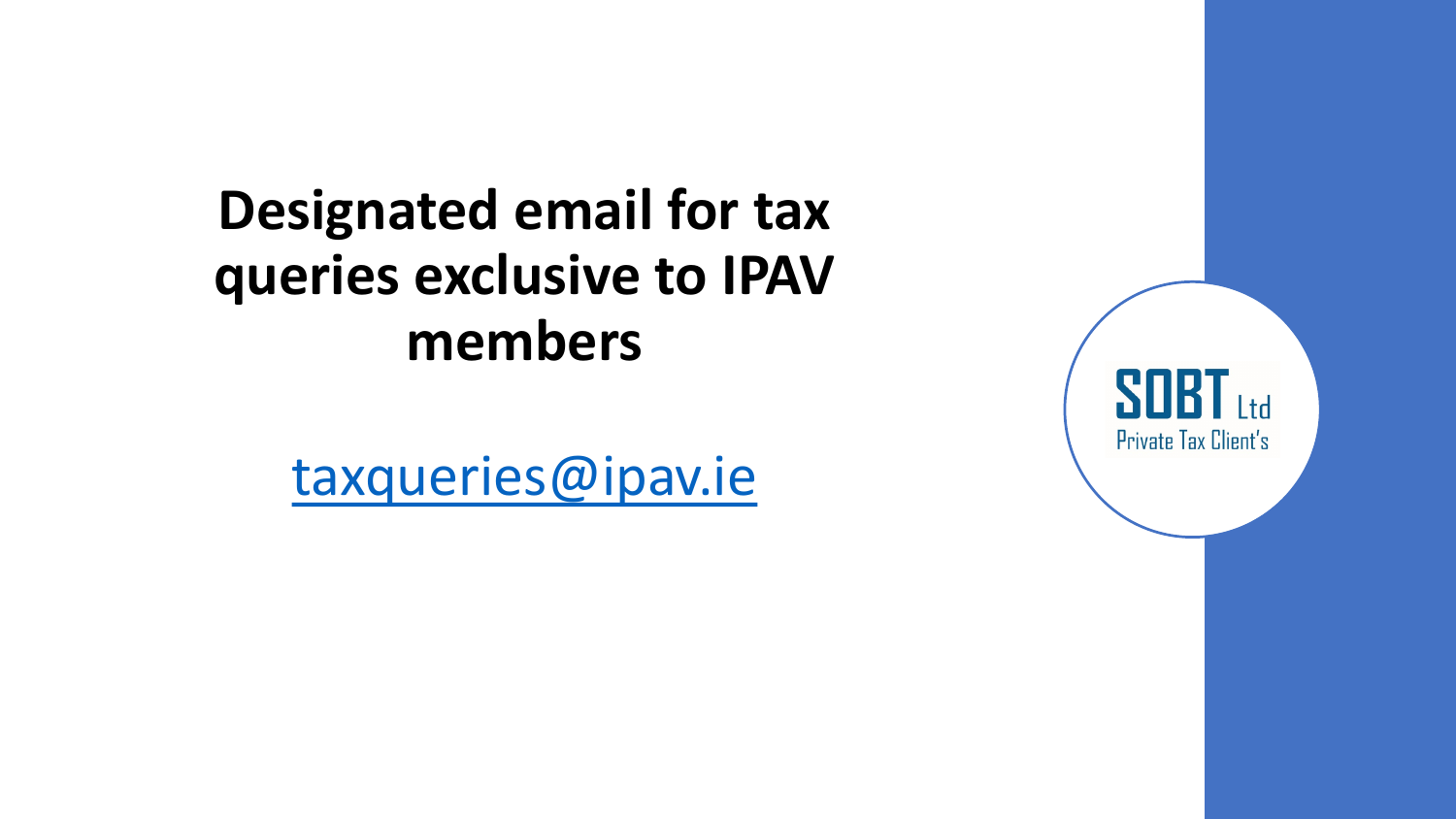# Designated email for tax queries exclusive to IPAV members

taxqueries@ipav.ie

SOBT Ltd
Private Tax Client's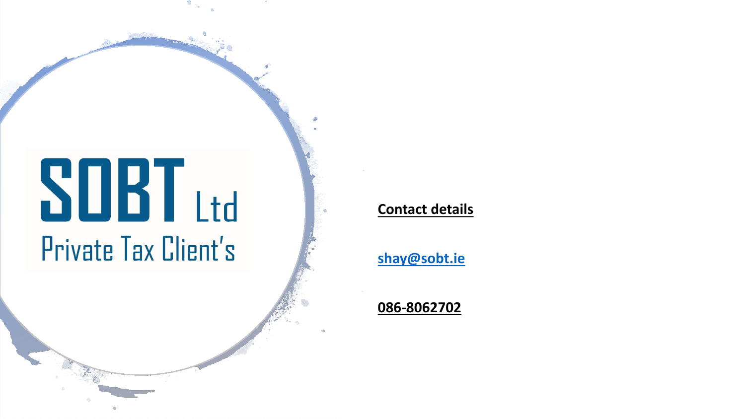SOBT Ltd

Private Tax Client's

**Contact details**

shay@sobt.ie

**086-8062702**